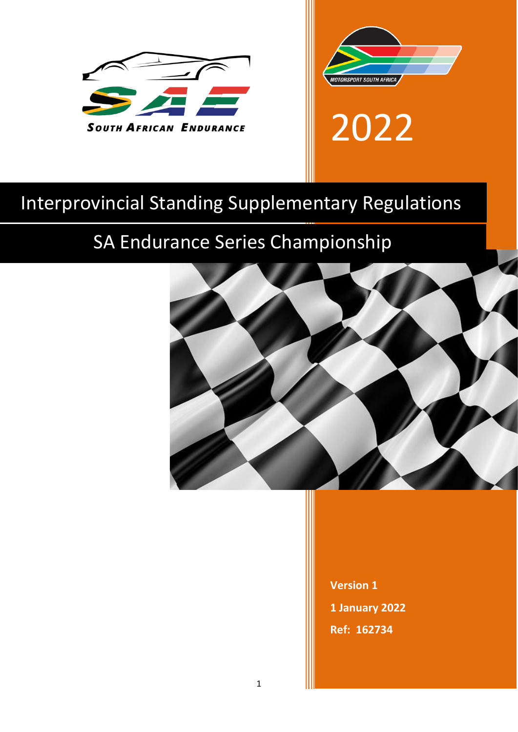SOUTH AFRICAN ENDURANCE

MOTORSPORT SOUTH AFRICA

2022

# Interprovincial Standing Supplementary Regulations

## SA Endurance Series Championship

**Version 1**

**1 January 2022**

**Ref: 162734**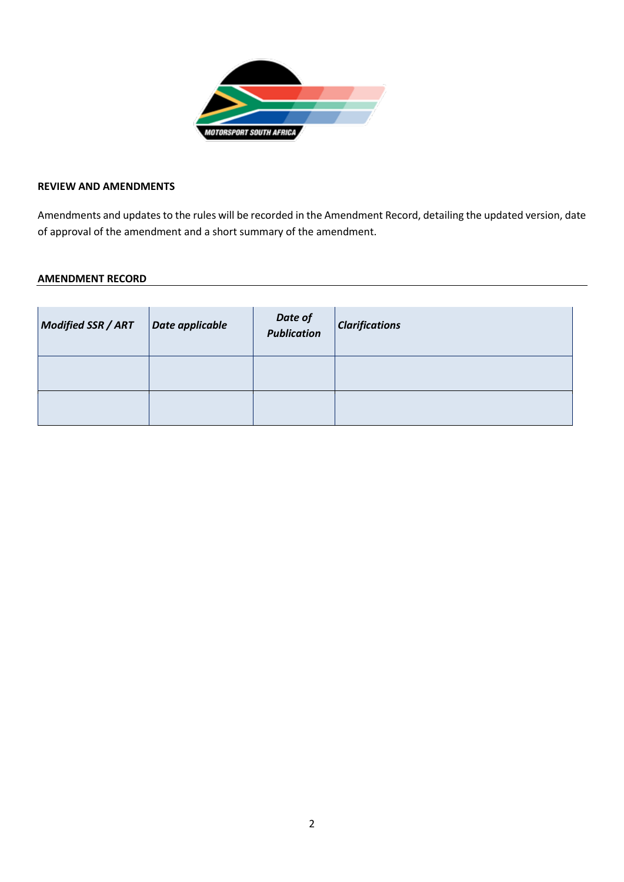**REVIEW AND AMENDMENTS**

Amendments and updates to the rules will be recorded in the Amendment Record, detailing the updated version, date of approval of the amendment and a short summary of the amendment.

**AMENDMENT RECORD**

| *Modified SSR / ART* | *Date applicable* | *Date of Publication* | *Clarifications* |
|---|---|---|---|
| | | | |
| | | | |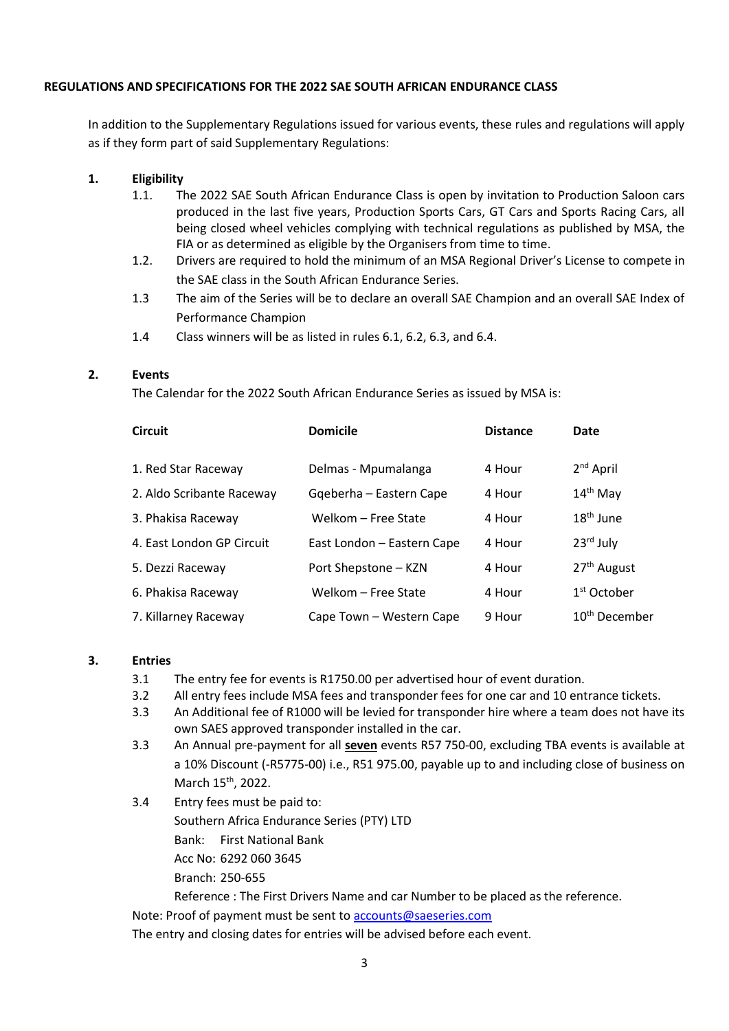**REGULATIONS AND SPECIFICATIONS FOR THE 2022 SAE SOUTH AFRICAN ENDURANCE CLASS**

In addition to the Supplementary Regulations issued for various events, these rules and regulations will apply as if they form part of said Supplementary Regulations:

**1. Eligibility**

1.1. The 2022 SAE South African Endurance Class is open by invitation to Production Saloon cars produced in the last five years, Production Sports Cars, GT Cars and Sports Racing Cars, all being closed wheel vehicles complying with technical regulations as published by MSA, the FIA or as determined as eligible by the Organisers from time to time.

1.2. Drivers are required to hold the minimum of an MSA Regional Driver's License to compete in the SAE class in the South African Endurance Series.

1.3 The aim of the Series will be to declare an overall SAE Champion and an overall SAE Index of Performance Champion

1.4 Class winners will be as listed in rules 6.1, 6.2, 6.3, and 6.4.

**2. Events**

The Calendar for the 2022 South African Endurance Series as issued by MSA is:

| Circuit | Domicile | Distance | Date |
|---|---|---|---|
| 1. Red Star Raceway | Delmas - Mpumalanga | 4 Hour | 2nd April |
| 2. Aldo Scribante Raceway | Gqeberha – Eastern Cape | 4 Hour | 14th May |
| 3. Phakisa Raceway | Welkom – Free State | 4 Hour | 18th June |
| 4. East London GP Circuit | East London – Eastern Cape | 4 Hour | 23rd July |
| 5. Dezzi Raceway | Port Shepstone – KZN | 4 Hour | 27th August |
| 6. Phakisa Raceway | Welkom – Free State | 4 Hour | 1st October |
| 7. Killarney Raceway | Cape Town – Western Cape | 9 Hour | 10th December |

**3. Entries**

3.1 The entry fee for events is R1750.00 per advertised hour of event duration.

3.2 All entry fees include MSA fees and transponder fees for one car and 10 entrance tickets.

3.3 An Additional fee of R1000 will be levied for transponder hire where a team does not have its own SAES approved transponder installed in the car.

3.3 An Annual pre-payment for all **<u>seven</u>** events R57 750-00, excluding TBA events is available at a 10% Discount (-R5775-00) i.e., R51 975.00, payable up to and including close of business on March 15th, 2022.

3.4 Entry fees must be paid to:

Southern Africa Endurance Series (PTY) LTD
Bank: First National Bank
Acc No: 6292 060 3645
Branch: 250-655
Reference : The First Drivers Name and car Number to be placed as the reference.

Note: Proof of payment must be sent to accounts@saeseries.com

The entry and closing dates for entries will be advised before each event.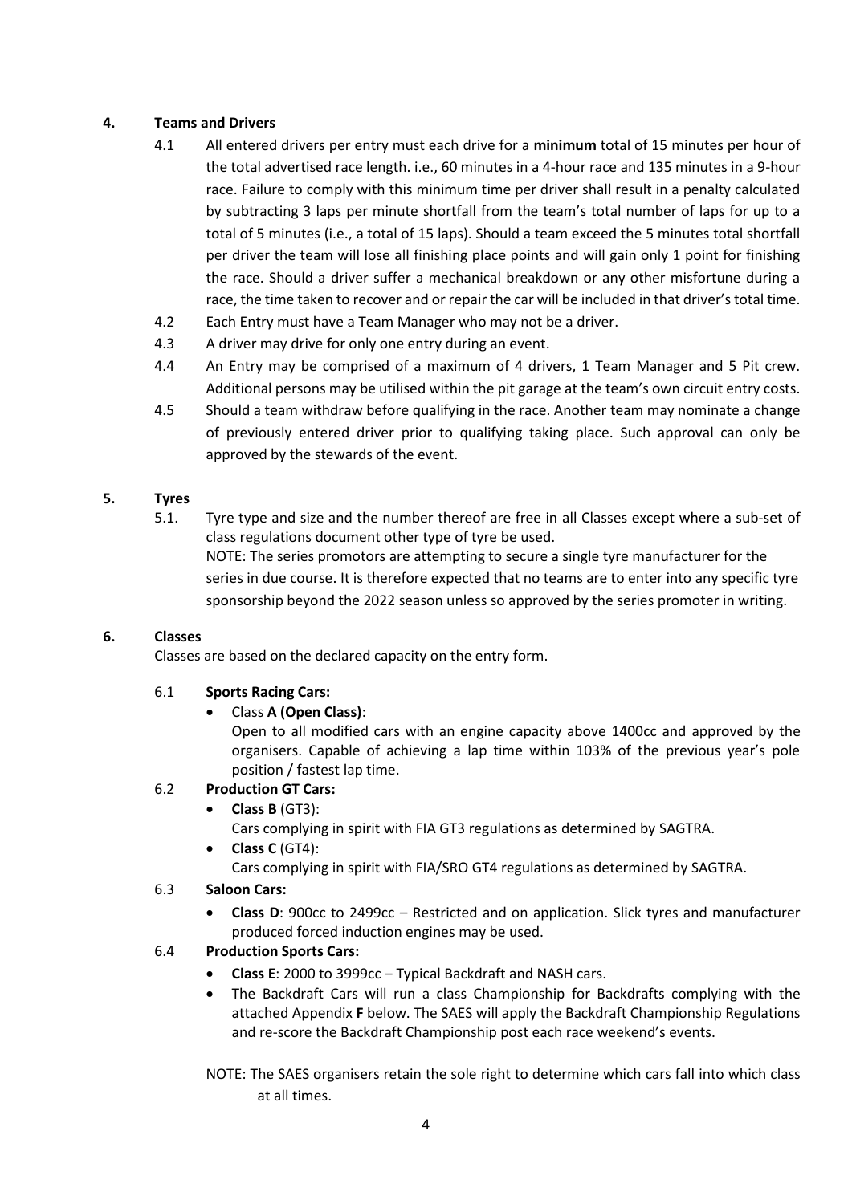## 4. Teams and Drivers

4.1 All entered drivers per entry must each drive for a **minimum** total of 15 minutes per hour of the total advertised race length. i.e., 60 minutes in a 4-hour race and 135 minutes in a 9-hour race. Failure to comply with this minimum time per driver shall result in a penalty calculated by subtracting 3 laps per minute shortfall from the team's total number of laps for up to a total of 5 minutes (i.e., a total of 15 laps). Should a team exceed the 5 minutes total shortfall per driver the team will lose all finishing place points and will gain only 1 point for finishing the race. Should a driver suffer a mechanical breakdown or any other misfortune during a race, the time taken to recover and or repair the car will be included in that driver's total time.

4.2 Each Entry must have a Team Manager who may not be a driver.

4.3 A driver may drive for only one entry during an event.

4.4 An Entry may be comprised of a maximum of 4 drivers, 1 Team Manager and 5 Pit crew. Additional persons may be utilised within the pit garage at the team's own circuit entry costs.

4.5 Should a team withdraw before qualifying in the race. Another team may nominate a change of previously entered driver prior to qualifying taking place. Such approval can only be approved by the stewards of the event.

## 5. Tyres

5.1. Tyre type and size and the number thereof are free in all Classes except where a sub-set of class regulations document other type of tyre be used.
NOTE: The series promotors are attempting to secure a single tyre manufacturer for the series in due course. It is therefore expected that no teams are to enter into any specific tyre sponsorship beyond the 2022 season unless so approved by the series promoter in writing.

## 6. Classes

Classes are based on the declared capacity on the entry form.

6.1 **Sports Racing Cars:**

- Class **A (Open Class)**:
  Open to all modified cars with an engine capacity above 1400cc and approved by the organisers. Capable of achieving a lap time within 103% of the previous year's pole position / fastest lap time.

6.2 **Production GT Cars:**

- **Class B** (GT3):
  Cars complying in spirit with FIA GT3 regulations as determined by SAGTRA.
- **Class C** (GT4):
  Cars complying in spirit with FIA/SRO GT4 regulations as determined by SAGTRA.

6.3 **Saloon Cars:**

- **Class D**: 900cc to 2499cc – Restricted and on application. Slick tyres and manufacturer produced forced induction engines may be used.

6.4 **Production Sports Cars:**

- **Class E**: 2000 to 3999cc – Typical Backdraft and NASH cars.
- The Backdraft Cars will run a class Championship for Backdrafts complying with the attached Appendix **F** below. The SAES will apply the Backdraft Championship Regulations and re-score the Backdraft Championship post each race weekend's events.

NOTE: The SAES organisers retain the sole right to determine which cars fall into which class at all times.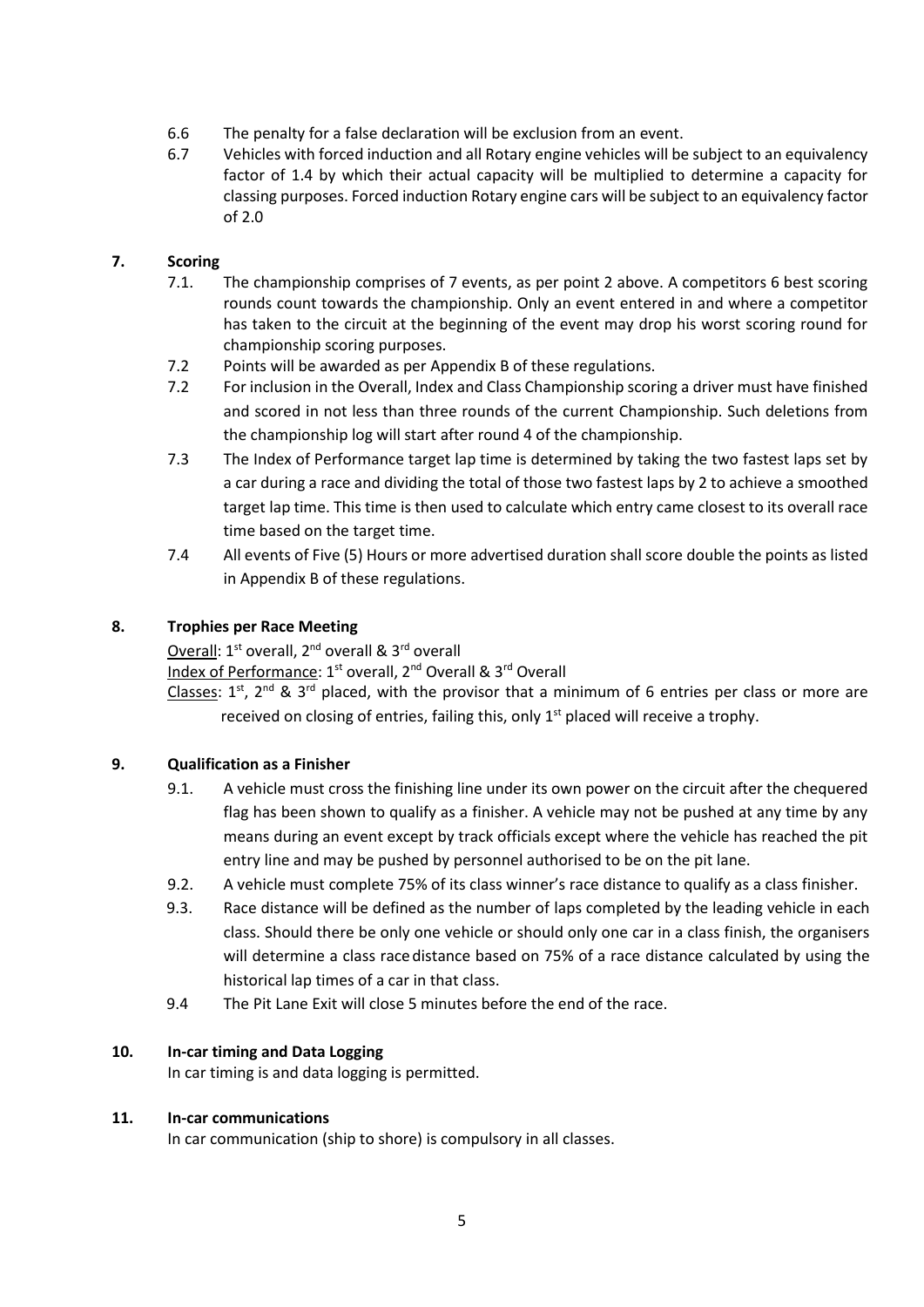6.6 The penalty for a false declaration will be exclusion from an event.

6.7 Vehicles with forced induction and all Rotary engine vehicles will be subject to an equivalency factor of 1.4 by which their actual capacity will be multiplied to determine a capacity for classing purposes. Forced induction Rotary engine cars will be subject to an equivalency factor of 2.0

## 7. Scoring

7.1. The championship comprises of 7 events, as per point 2 above. A competitors 6 best scoring rounds count towards the championship. Only an event entered in and where a competitor has taken to the circuit at the beginning of the event may drop his worst scoring round for championship scoring purposes.

7.2 Points will be awarded as per Appendix B of these regulations.

7.2 For inclusion in the Overall, Index and Class Championship scoring a driver must have finished and scored in not less than three rounds of the current Championship. Such deletions from the championship log will start after round 4 of the championship.

7.3 The Index of Performance target lap time is determined by taking the two fastest laps set by a car during a race and dividing the total of those two fastest laps by 2 to achieve a smoothed target lap time. This time is then used to calculate which entry came closest to its overall race time based on the target time.

7.4 All events of Five (5) Hours or more advertised duration shall score double the points as listed in Appendix B of these regulations.

## 8. Trophies per Race Meeting

Overall: 1st overall, 2nd overall & 3rd overall

Index of Performance: 1st overall, 2nd Overall & 3rd Overall

Classes: 1st, 2nd & 3rd placed, with the provisor that a minimum of 6 entries per class or more are received on closing of entries, failing this, only 1st placed will receive a trophy.

## 9. Qualification as a Finisher

9.1. A vehicle must cross the finishing line under its own power on the circuit after the chequered flag has been shown to qualify as a finisher. A vehicle may not be pushed at any time by any means during an event except by track officials except where the vehicle has reached the pit entry line and may be pushed by personnel authorised to be on the pit lane.

9.2. A vehicle must complete 75% of its class winner's race distance to qualify as a class finisher.

9.3. Race distance will be defined as the number of laps completed by the leading vehicle in each class. Should there be only one vehicle or should only one car in a class finish, the organisers will determine a class race distance based on 75% of a race distance calculated by using the historical lap times of a car in that class.

9.4 The Pit Lane Exit will close 5 minutes before the end of the race.

## 10. In-car timing and Data Logging

In car timing is and data logging is permitted.

## 11. In-car communications

In car communication (ship to shore) is compulsory in all classes.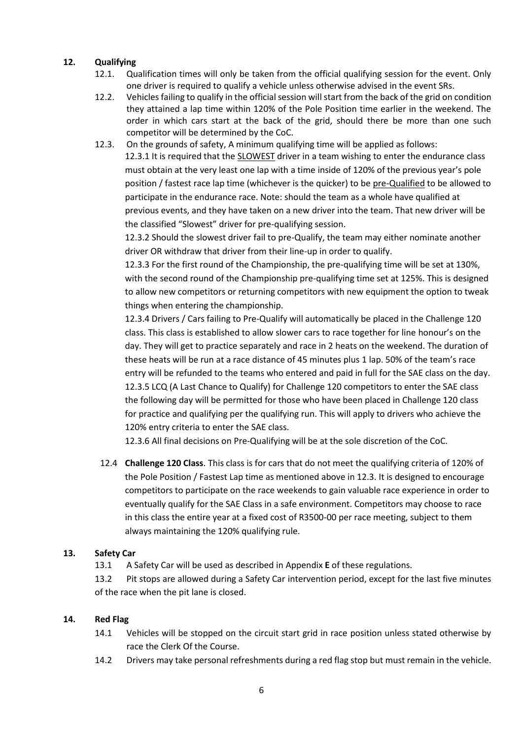## 12. Qualifying

12.1. Qualification times will only be taken from the official qualifying session for the event. Only one driver is required to qualify a vehicle unless otherwise advised in the event SRs.

12.2. Vehicles failing to qualify in the official session will start from the back of the grid on condition they attained a lap time within 120% of the Pole Position time earlier in the weekend. The order in which cars start at the back of the grid, should there be more than one such competitor will be determined by the CoC.

12.3. On the grounds of safety, A minimum qualifying time will be applied as follows:

12.3.1 It is required that the SLOWEST driver in a team wishing to enter the endurance class must obtain at the very least one lap with a time inside of 120% of the previous year's pole position / fastest race lap time (whichever is the quicker) to be pre-Qualified to be allowed to participate in the endurance race. Note: should the team as a whole have qualified at previous events, and they have taken on a new driver into the team. That new driver will be the classified "Slowest" driver for pre-qualifying session.

12.3.2 Should the slowest driver fail to pre-Qualify, the team may either nominate another driver OR withdraw that driver from their line-up in order to qualify.

12.3.3 For the first round of the Championship, the pre-qualifying time will be set at 130%, with the second round of the Championship pre-qualifying time set at 125%. This is designed to allow new competitors or returning competitors with new equipment the option to tweak things when entering the championship.

12.3.4 Drivers / Cars failing to Pre-Qualify will automatically be placed in the Challenge 120 class. This class is established to allow slower cars to race together for line honour's on the day. They will get to practice separately and race in 2 heats on the weekend. The duration of these heats will be run at a race distance of 45 minutes plus 1 lap. 50% of the team's race entry will be refunded to the teams who entered and paid in full for the SAE class on the day.

12.3.5 LCQ (A Last Chance to Qualify) for Challenge 120 competitors to enter the SAE class the following day will be permitted for those who have been placed in Challenge 120 class for practice and qualifying per the qualifying run. This will apply to drivers who achieve the 120% entry criteria to enter the SAE class.

12.3.6 All final decisions on Pre-Qualifying will be at the sole discretion of the CoC.

12.4 **Challenge 120 Class**. This class is for cars that do not meet the qualifying criteria of 120% of the Pole Position / Fastest Lap time as mentioned above in 12.3. It is designed to encourage competitors to participate on the race weekends to gain valuable race experience in order to eventually qualify for the SAE Class in a safe environment. Competitors may choose to race in this class the entire year at a fixed cost of R3500-00 per race meeting, subject to them always maintaining the 120% qualifying rule.

## 13. Safety Car

13.1 A Safety Car will be used as described in Appendix **E** of these regulations.

13.2 Pit stops are allowed during a Safety Car intervention period, except for the last five minutes of the race when the pit lane is closed.

## 14. Red Flag

14.1 Vehicles will be stopped on the circuit start grid in race position unless stated otherwise by race the Clerk Of the Course.

14.2 Drivers may take personal refreshments during a red flag stop but must remain in the vehicle.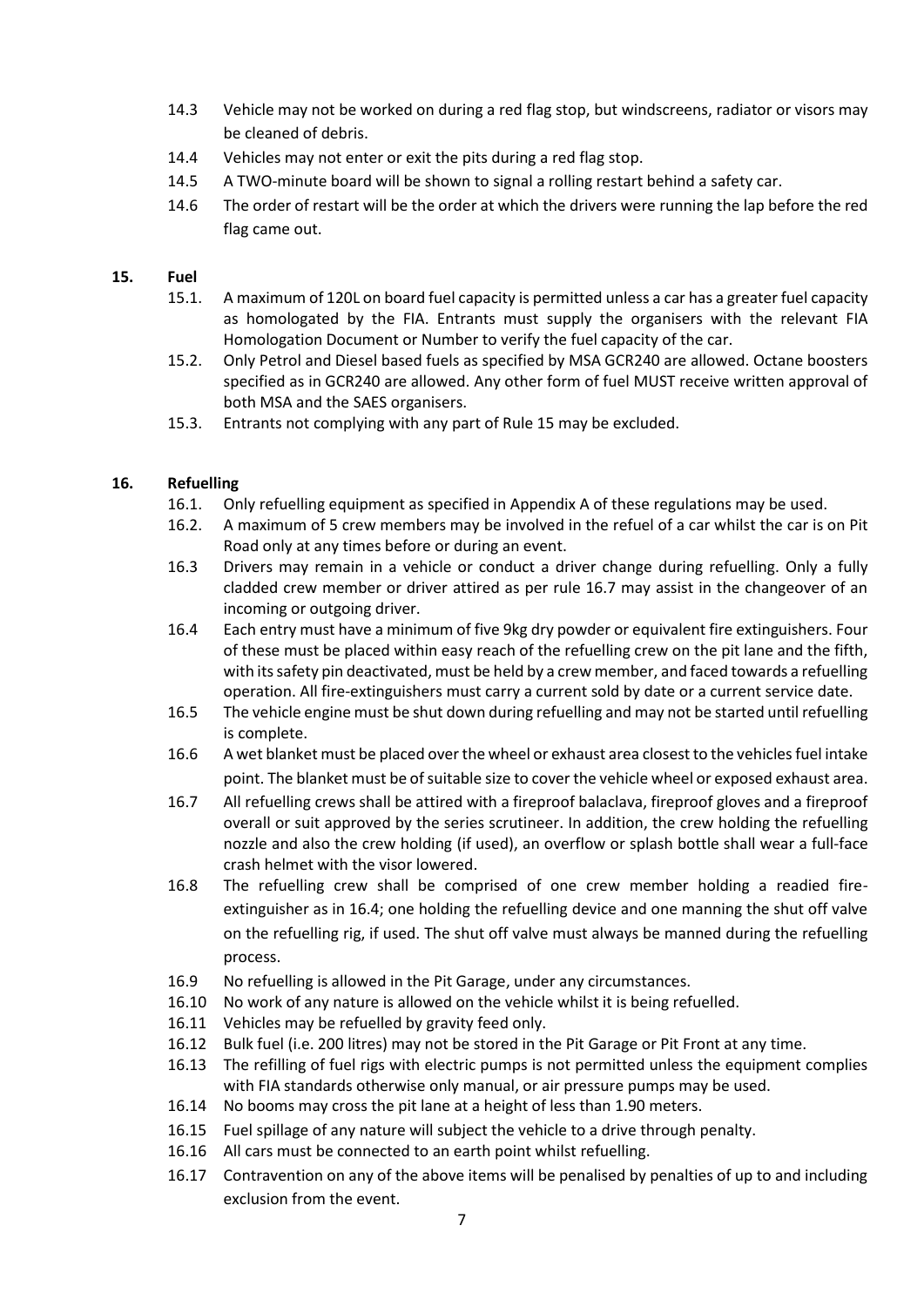14.3 Vehicle may not be worked on during a red flag stop, but windscreens, radiator or visors may be cleaned of debris.

14.4 Vehicles may not enter or exit the pits during a red flag stop.

14.5 A TWO-minute board will be shown to signal a rolling restart behind a safety car.

14.6 The order of restart will be the order at which the drivers were running the lap before the red flag came out.

## 15. Fuel

15.1. A maximum of 120L on board fuel capacity is permitted unless a car has a greater fuel capacity as homologated by the FIA. Entrants must supply the organisers with the relevant FIA Homologation Document or Number to verify the fuel capacity of the car.

15.2. Only Petrol and Diesel based fuels as specified by MSA GCR240 are allowed. Octane boosters specified as in GCR240 are allowed. Any other form of fuel MUST receive written approval of both MSA and the SAES organisers.

15.3. Entrants not complying with any part of Rule 15 may be excluded.

## 16. Refuelling

16.1. Only refuelling equipment as specified in Appendix A of these regulations may be used.

16.2. A maximum of 5 crew members may be involved in the refuel of a car whilst the car is on Pit Road only at any times before or during an event.

16.3 Drivers may remain in a vehicle or conduct a driver change during refuelling. Only a fully cladded crew member or driver attired as per rule 16.7 may assist in the changeover of an incoming or outgoing driver.

16.4 Each entry must have a minimum of five 9kg dry powder or equivalent fire extinguishers. Four of these must be placed within easy reach of the refuelling crew on the pit lane and the fifth, with its safety pin deactivated, must be held by a crew member, and faced towards a refuelling operation. All fire-extinguishers must carry a current sold by date or a current service date.

16.5 The vehicle engine must be shut down during refuelling and may not be started until refuelling is complete.

16.6 A wet blanket must be placed over the wheel or exhaust area closest to the vehicles fuel intake point. The blanket must be of suitable size to cover the vehicle wheel or exposed exhaust area.

16.7 All refuelling crews shall be attired with a fireproof balaclava, fireproof gloves and a fireproof overall or suit approved by the series scrutineer. In addition, the crew holding the refuelling nozzle and also the crew holding (if used), an overflow or splash bottle shall wear a full-face crash helmet with the visor lowered.

16.8 The refuelling crew shall be comprised of one crew member holding a readied fire-extinguisher as in 16.4; one holding the refuelling device and one manning the shut off valve on the refuelling rig, if used. The shut off valve must always be manned during the refuelling process.

16.9 No refuelling is allowed in the Pit Garage, under any circumstances.

16.10 No work of any nature is allowed on the vehicle whilst it is being refuelled.

16.11 Vehicles may be refuelled by gravity feed only.

16.12 Bulk fuel (i.e. 200 litres) may not be stored in the Pit Garage or Pit Front at any time.

16.13 The refilling of fuel rigs with electric pumps is not permitted unless the equipment complies with FIA standards otherwise only manual, or air pressure pumps may be used.

16.14 No booms may cross the pit lane at a height of less than 1.90 meters.

16.15 Fuel spillage of any nature will subject the vehicle to a drive through penalty.

16.16 All cars must be connected to an earth point whilst refuelling.

16.17 Contravention on any of the above items will be penalised by penalties of up to and including exclusion from the event.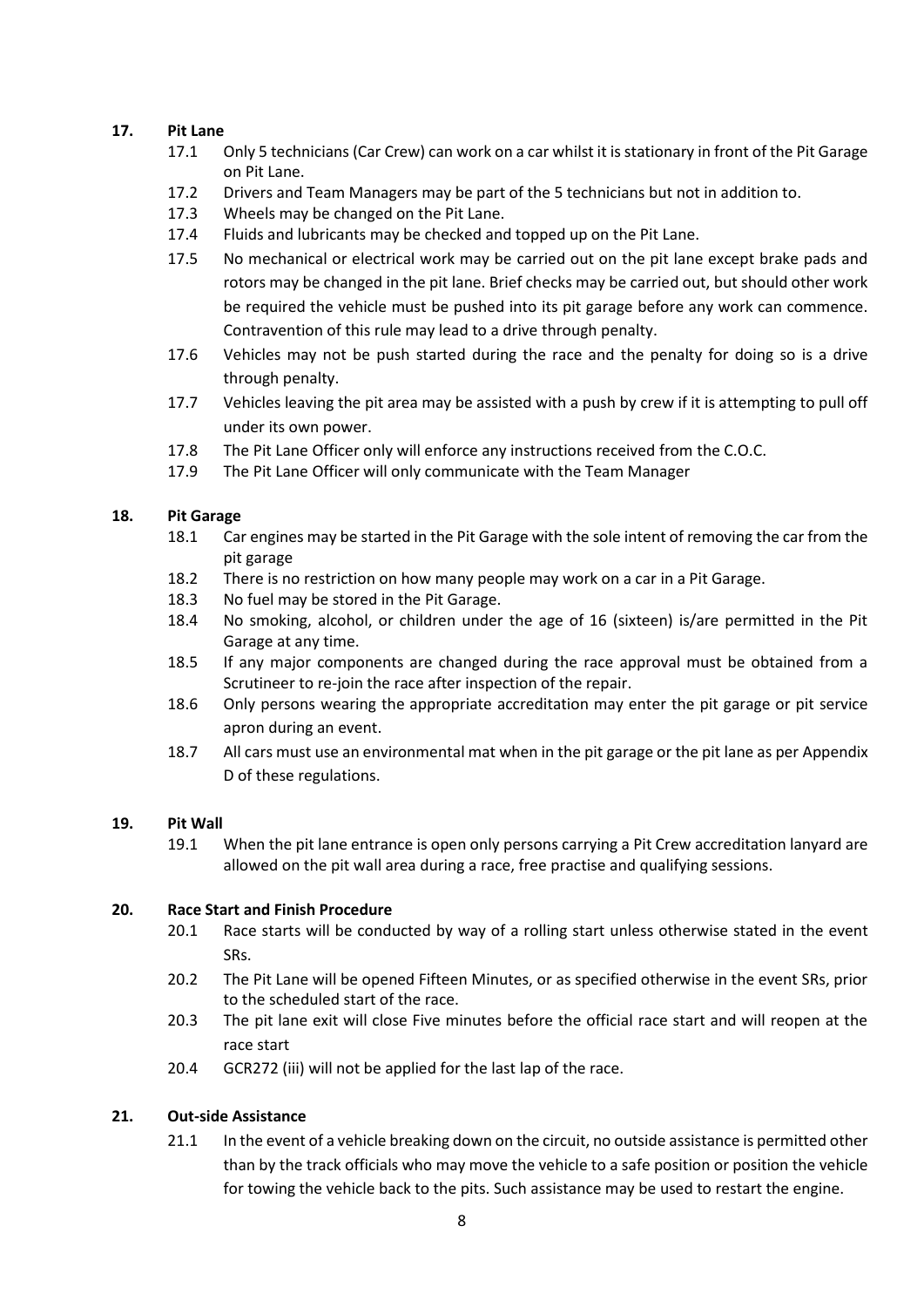## 17. Pit Lane

17.1 Only 5 technicians (Car Crew) can work on a car whilst it is stationary in front of the Pit Garage on Pit Lane.

17.2 Drivers and Team Managers may be part of the 5 technicians but not in addition to.

17.3 Wheels may be changed on the Pit Lane.

17.4 Fluids and lubricants may be checked and topped up on the Pit Lane.

17.5 No mechanical or electrical work may be carried out on the pit lane except brake pads and rotors may be changed in the pit lane. Brief checks may be carried out, but should other work be required the vehicle must be pushed into its pit garage before any work can commence. Contravention of this rule may lead to a drive through penalty.

17.6 Vehicles may not be push started during the race and the penalty for doing so is a drive through penalty.

17.7 Vehicles leaving the pit area may be assisted with a push by crew if it is attempting to pull off under its own power.

17.8 The Pit Lane Officer only will enforce any instructions received from the C.O.C.

17.9 The Pit Lane Officer will only communicate with the Team Manager

## 18. Pit Garage

18.1 Car engines may be started in the Pit Garage with the sole intent of removing the car from the pit garage

18.2 There is no restriction on how many people may work on a car in a Pit Garage.

18.3 No fuel may be stored in the Pit Garage.

18.4 No smoking, alcohol, or children under the age of 16 (sixteen) is/are permitted in the Pit Garage at any time.

18.5 If any major components are changed during the race approval must be obtained from a Scrutineer to re-join the race after inspection of the repair.

18.6 Only persons wearing the appropriate accreditation may enter the pit garage or pit service apron during an event.

18.7 All cars must use an environmental mat when in the pit garage or the pit lane as per Appendix D of these regulations.

## 19. Pit Wall

19.1 When the pit lane entrance is open only persons carrying a Pit Crew accreditation lanyard are allowed on the pit wall area during a race, free practise and qualifying sessions.

## 20. Race Start and Finish Procedure

20.1 Race starts will be conducted by way of a rolling start unless otherwise stated in the event SRs.

20.2 The Pit Lane will be opened Fifteen Minutes, or as specified otherwise in the event SRs, prior to the scheduled start of the race.

20.3 The pit lane exit will close Five minutes before the official race start and will reopen at the race start

20.4 GCR272 (iii) will not be applied for the last lap of the race.

## 21. Out-side Assistance

21.1 In the event of a vehicle breaking down on the circuit, no outside assistance is permitted other than by the track officials who may move the vehicle to a safe position or position the vehicle for towing the vehicle back to the pits. Such assistance may be used to restart the engine.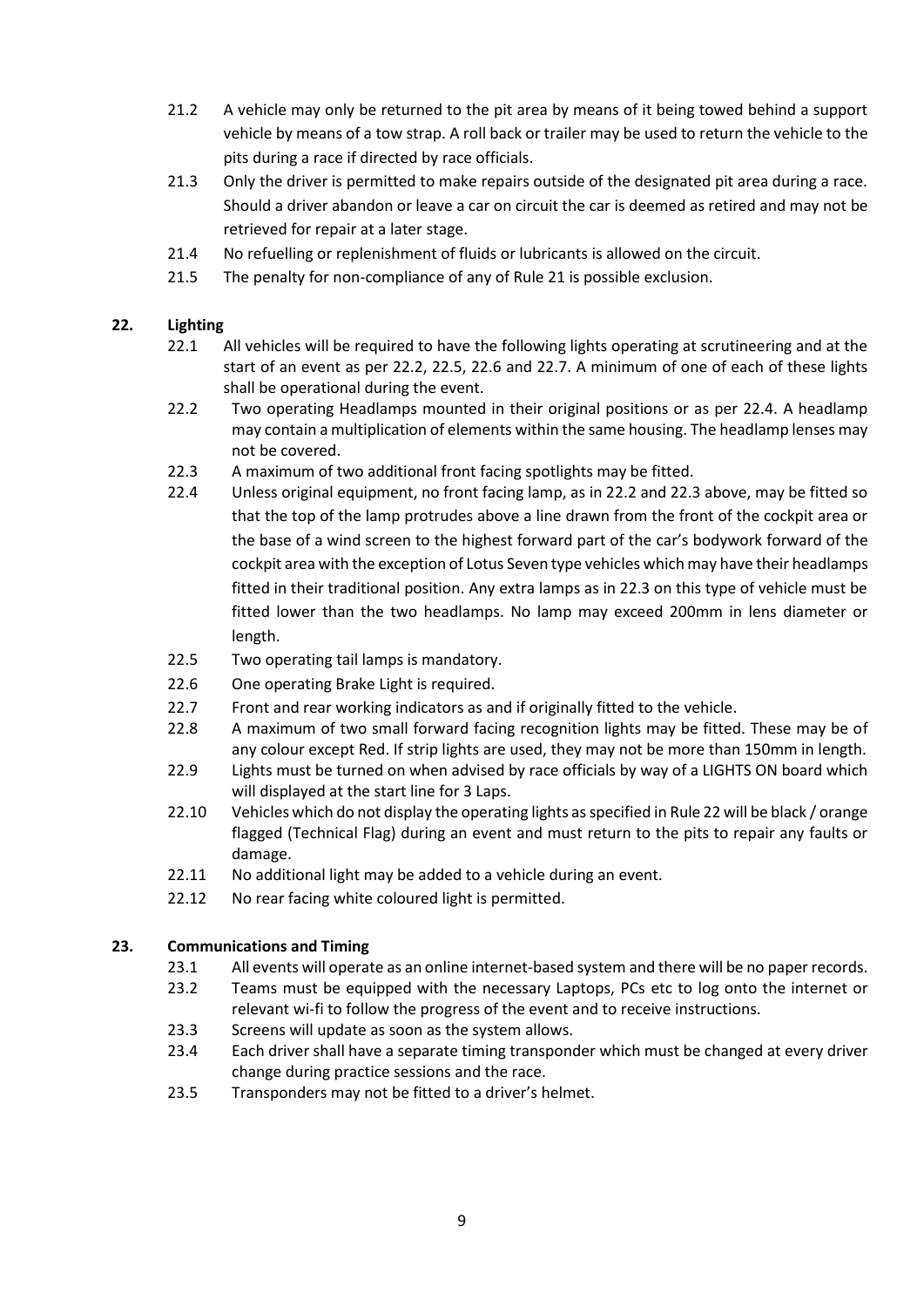21.2 A vehicle may only be returned to the pit area by means of it being towed behind a support vehicle by means of a tow strap. A roll back or trailer may be used to return the vehicle to the pits during a race if directed by race officials.

21.3 Only the driver is permitted to make repairs outside of the designated pit area during a race. Should a driver abandon or leave a car on circuit the car is deemed as retired and may not be retrieved for repair at a later stage.

21.4 No refuelling or replenishment of fluids or lubricants is allowed on the circuit.

21.5 The penalty for non-compliance of any of Rule 21 is possible exclusion.

## 22. Lighting

22.1 All vehicles will be required to have the following lights operating at scrutineering and at the start of an event as per 22.2, 22.5, 22.6 and 22.7. A minimum of one of each of these lights shall be operational during the event.

22.2 Two operating Headlamps mounted in their original positions or as per 22.4. A headlamp may contain a multiplication of elements within the same housing. The headlamp lenses may not be covered.

22.3 A maximum of two additional front facing spotlights may be fitted.

22.4 Unless original equipment, no front facing lamp, as in 22.2 and 22.3 above, may be fitted so that the top of the lamp protrudes above a line drawn from the front of the cockpit area or the base of a wind screen to the highest forward part of the car's bodywork forward of the cockpit area with the exception of Lotus Seven type vehicles which may have their headlamps fitted in their traditional position. Any extra lamps as in 22.3 on this type of vehicle must be fitted lower than the two headlamps. No lamp may exceed 200mm in lens diameter or length.

22.5 Two operating tail lamps is mandatory.

22.6 One operating Brake Light is required.

22.7 Front and rear working indicators as and if originally fitted to the vehicle.

22.8 A maximum of two small forward facing recognition lights may be fitted. These may be of any colour except Red. If strip lights are used, they may not be more than 150mm in length.

22.9 Lights must be turned on when advised by race officials by way of a LIGHTS ON board which will displayed at the start line for 3 Laps.

22.10 Vehicles which do not display the operating lights as specified in Rule 22 will be black / orange flagged (Technical Flag) during an event and must return to the pits to repair any faults or damage.

22.11 No additional light may be added to a vehicle during an event.

22.12 No rear facing white coloured light is permitted.

## 23. Communications and Timing

23.1 All events will operate as an online internet-based system and there will be no paper records.

23.2 Teams must be equipped with the necessary Laptops, PCs etc to log onto the internet or relevant wi-fi to follow the progress of the event and to receive instructions.

23.3 Screens will update as soon as the system allows.

23.4 Each driver shall have a separate timing transponder which must be changed at every driver change during practice sessions and the race.

23.5 Transponders may not be fitted to a driver's helmet.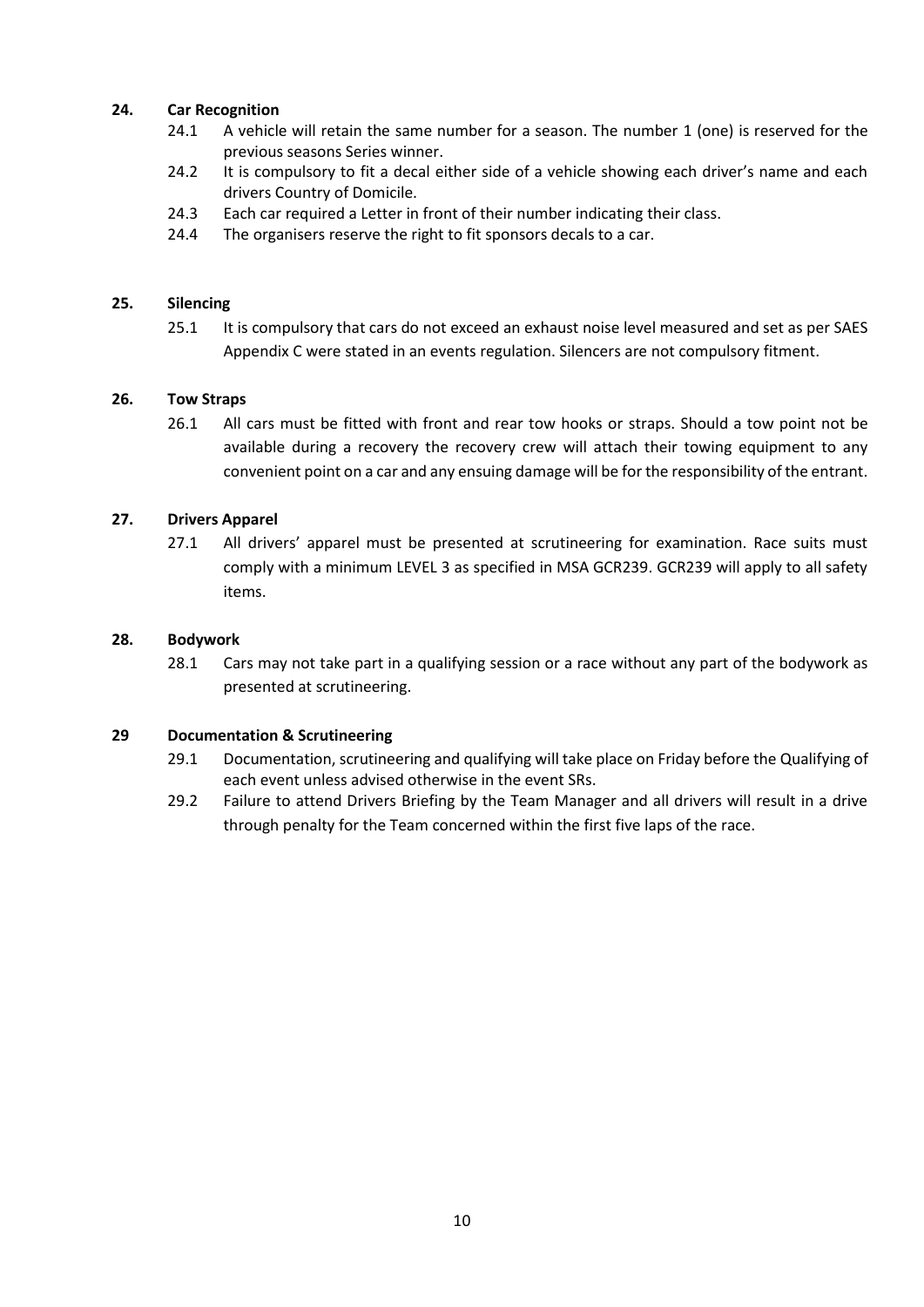## 24. Car Recognition

24.1 A vehicle will retain the same number for a season. The number 1 (one) is reserved for the previous seasons Series winner.

24.2 It is compulsory to fit a decal either side of a vehicle showing each driver's name and each drivers Country of Domicile.

24.3 Each car required a Letter in front of their number indicating their class.

24.4 The organisers reserve the right to fit sponsors decals to a car.

## 25. Silencing

25.1 It is compulsory that cars do not exceed an exhaust noise level measured and set as per SAES Appendix C were stated in an events regulation. Silencers are not compulsory fitment.

## 26. Tow Straps

26.1 All cars must be fitted with front and rear tow hooks or straps. Should a tow point not be available during a recovery the recovery crew will attach their towing equipment to any convenient point on a car and any ensuing damage will be for the responsibility of the entrant.

## 27. Drivers Apparel

27.1 All drivers' apparel must be presented at scrutineering for examination. Race suits must comply with a minimum LEVEL 3 as specified in MSA GCR239. GCR239 will apply to all safety items.

## 28. Bodywork

28.1 Cars may not take part in a qualifying session or a race without any part of the bodywork as presented at scrutineering.

## 29 Documentation & Scrutineering

29.1 Documentation, scrutineering and qualifying will take place on Friday before the Qualifying of each event unless advised otherwise in the event SRs.

29.2 Failure to attend Drivers Briefing by the Team Manager and all drivers will result in a drive through penalty for the Team concerned within the first five laps of the race.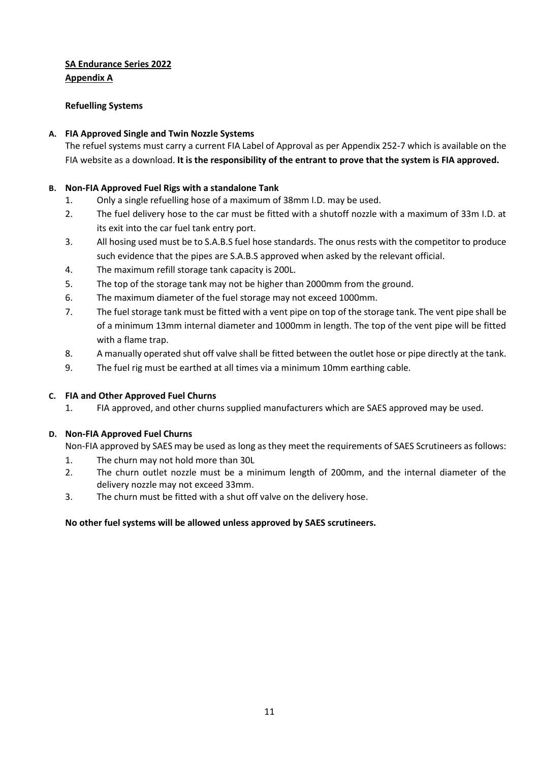**SA Endurance Series 2022**
**Appendix A**

**Refuelling Systems**

**A. FIA Approved Single and Twin Nozzle Systems**

The refuel systems must carry a current FIA Label of Approval as per Appendix 252-7 which is available on the FIA website as a download. **It is the responsibility of the entrant to prove that the system is FIA approved.**

**B. Non-FIA Approved Fuel Rigs with a standalone Tank**

1. Only a single refuelling hose of a maximum of 38mm I.D. may be used.
2. The fuel delivery hose to the car must be fitted with a shutoff nozzle with a maximum of 33m I.D. at its exit into the car fuel tank entry port.
3. All hosing used must be to S.A.B.S fuel hose standards. The onus rests with the competitor to produce such evidence that the pipes are S.A.B.S approved when asked by the relevant official.
4. The maximum refill storage tank capacity is 200L.
5. The top of the storage tank may not be higher than 2000mm from the ground.
6. The maximum diameter of the fuel storage may not exceed 1000mm.
7. The fuel storage tank must be fitted with a vent pipe on top of the storage tank. The vent pipe shall be of a minimum 13mm internal diameter and 1000mm in length. The top of the vent pipe will be fitted with a flame trap.
8. A manually operated shut off valve shall be fitted between the outlet hose or pipe directly at the tank.
9. The fuel rig must be earthed at all times via a minimum 10mm earthing cable.

**C. FIA and Other Approved Fuel Churns**

1. FIA approved, and other churns supplied manufacturers which are SAES approved may be used.

**D. Non-FIA Approved Fuel Churns**

Non-FIA approved by SAES may be used as long as they meet the requirements of SAES Scrutineers as follows:

1. The churn may not hold more than 30L
2. The churn outlet nozzle must be a minimum length of 200mm, and the internal diameter of the delivery nozzle may not exceed 33mm.
3. The churn must be fitted with a shut off valve on the delivery hose.

**No other fuel systems will be allowed unless approved by SAES scrutineers.**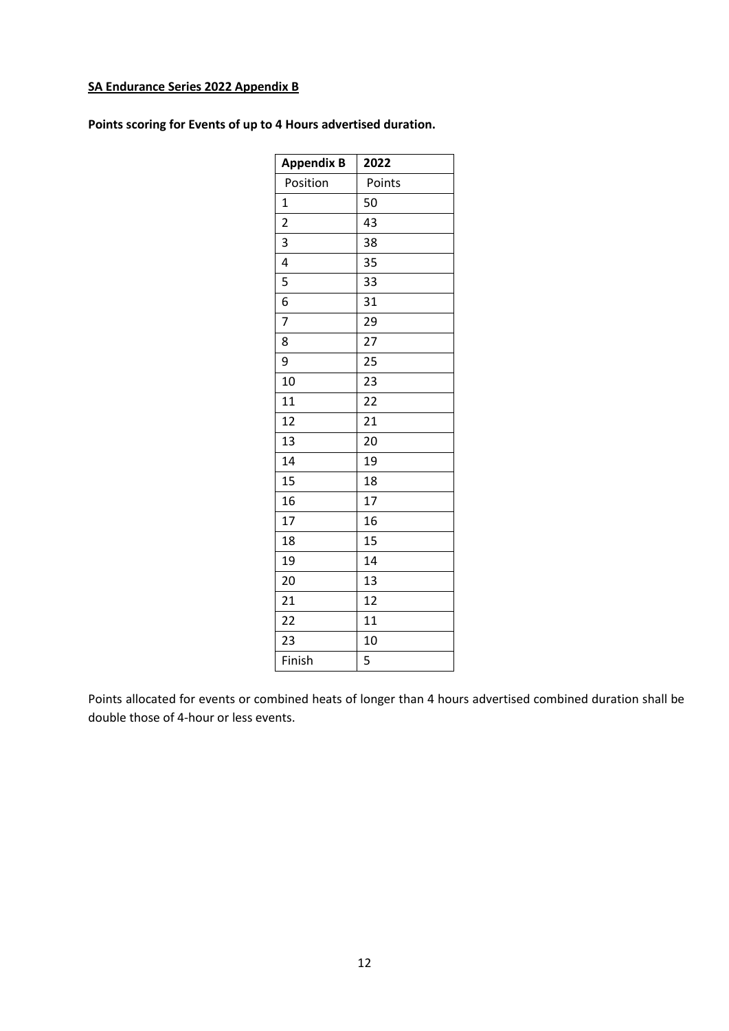**<u>SA Endurance Series 2022 Appendix B</u>**

**Points scoring for Events of up to 4 Hours advertised duration.**

| **Appendix B** | **2022** |
|---|---|
| Position | Points |
| 1 | 50 |
| 2 | 43 |
| 3 | 38 |
| 4 | 35 |
| 5 | 33 |
| 6 | 31 |
| 7 | 29 |
| 8 | 27 |
| 9 | 25 |
| 10 | 23 |
| 11 | 22 |
| 12 | 21 |
| 13 | 20 |
| 14 | 19 |
| 15 | 18 |
| 16 | 17 |
| 17 | 16 |
| 18 | 15 |
| 19 | 14 |
| 20 | 13 |
| 21 | 12 |
| 22 | 11 |
| 23 | 10 |
| Finish | 5 |

Points allocated for events or combined heats of longer than 4 hours advertised combined duration shall be double those of 4-hour or less events.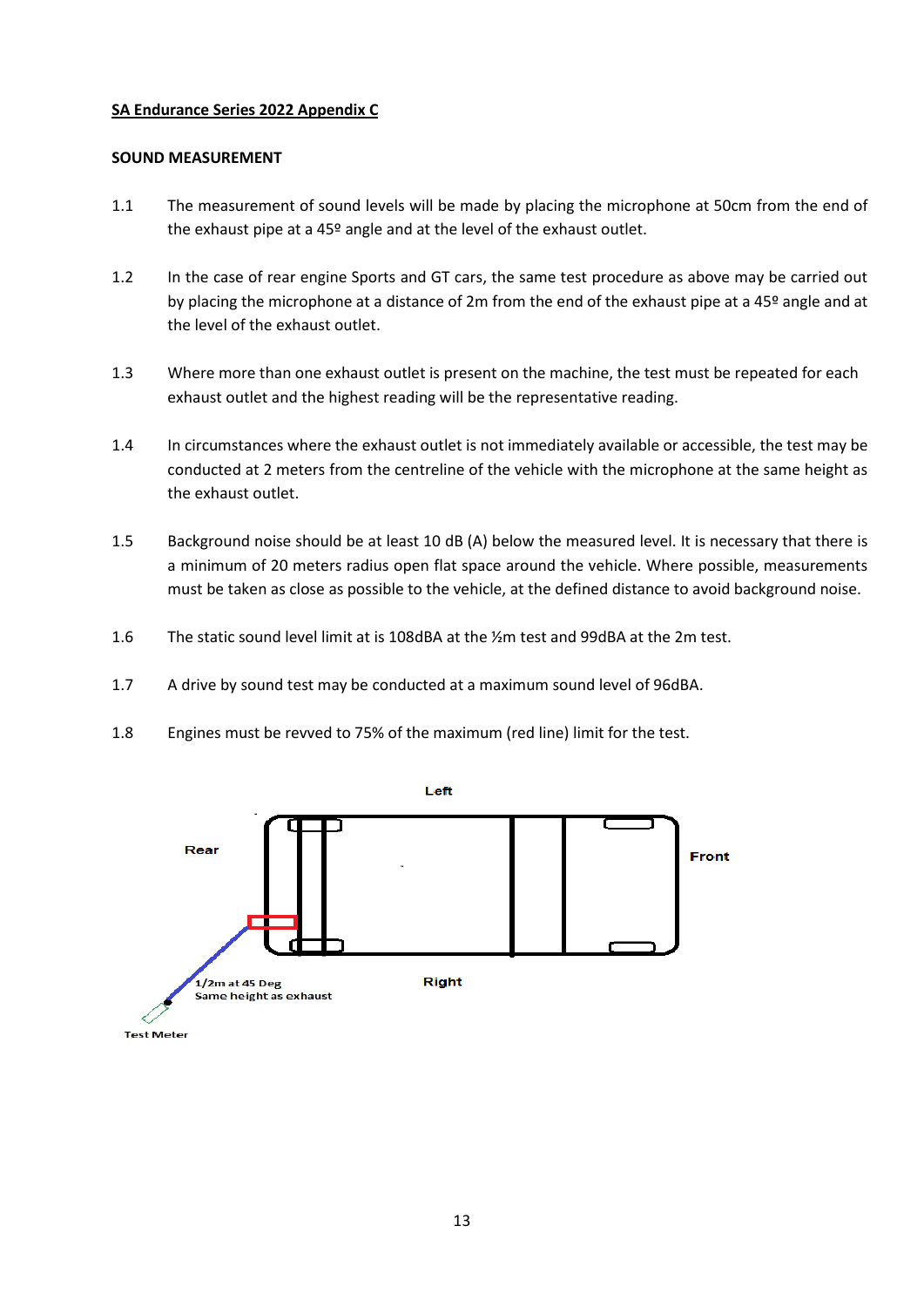**SA Endurance Series 2022 Appendix C**

**SOUND MEASUREMENT**

1.1 The measurement of sound levels will be made by placing the microphone at 50cm from the end of the exhaust pipe at a 45º angle and at the level of the exhaust outlet.

1.2 In the case of rear engine Sports and GT cars, the same test procedure as above may be carried out by placing the microphone at a distance of 2m from the end of the exhaust pipe at a 45º angle and at the level of the exhaust outlet.

1.3 Where more than one exhaust outlet is present on the machine, the test must be repeated for each exhaust outlet and the highest reading will be the representative reading.

1.4 In circumstances where the exhaust outlet is not immediately available or accessible, the test may be conducted at 2 meters from the centreline of the vehicle with the microphone at the same height as the exhaust outlet.

1.5 Background noise should be at least 10 dB (A) below the measured level. It is necessary that there is a minimum of 20 meters radius open flat space around the vehicle. Where possible, measurements must be taken as close as possible to the vehicle, at the defined distance to avoid background noise.

1.6 The static sound level limit at is 108dBA at the ½m test and 99dBA at the 2m test.

1.7 A drive by sound test may be conducted at a maximum sound level of 96dBA.

1.8 Engines must be revved to 75% of the maximum (red line) limit for the test.

Left

Rear

Front

Right

1/2m at 45 Deg
Same height as exhaust

Test Meter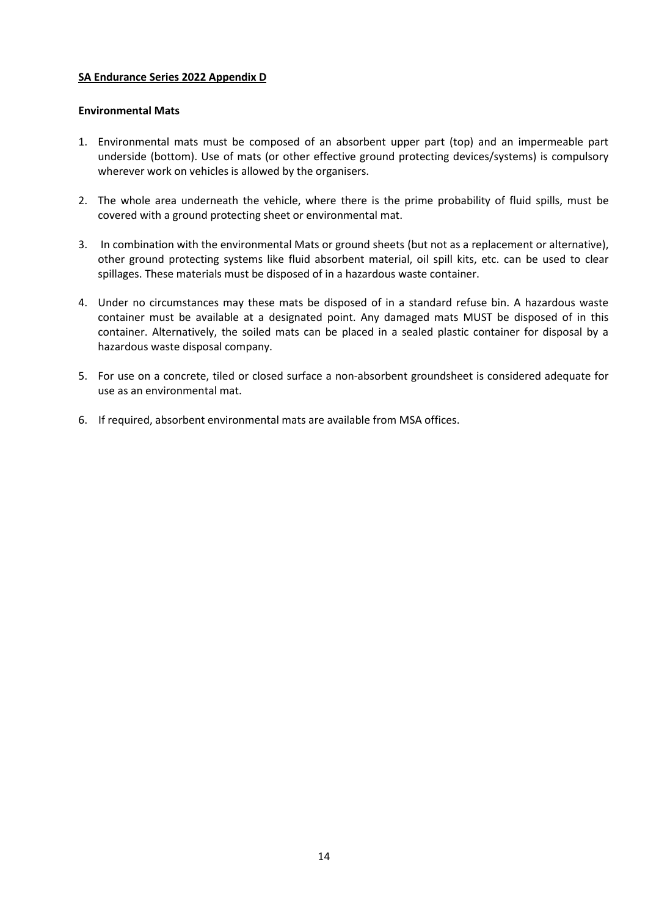**SA Endurance Series 2022 Appendix D**

**Environmental Mats**

1. Environmental mats must be composed of an absorbent upper part (top) and an impermeable part underside (bottom). Use of mats (or other effective ground protecting devices/systems) is compulsory wherever work on vehicles is allowed by the organisers.

2. The whole area underneath the vehicle, where there is the prime probability of fluid spills, must be covered with a ground protecting sheet or environmental mat.

3. In combination with the environmental Mats or ground sheets (but not as a replacement or alternative), other ground protecting systems like fluid absorbent material, oil spill kits, etc. can be used to clear spillages. These materials must be disposed of in a hazardous waste container.

4. Under no circumstances may these mats be disposed of in a standard refuse bin. A hazardous waste container must be available at a designated point. Any damaged mats MUST be disposed of in this container. Alternatively, the soiled mats can be placed in a sealed plastic container for disposal by a hazardous waste disposal company.

5. For use on a concrete, tiled or closed surface a non-absorbent groundsheet is considered adequate for use as an environmental mat.

6. If required, absorbent environmental mats are available from MSA offices.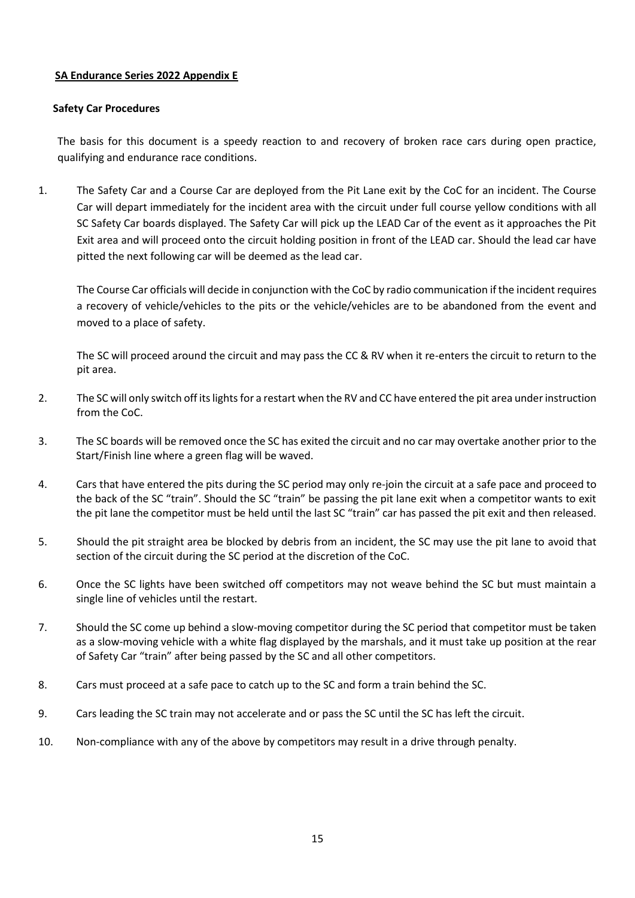**SA Endurance Series 2022 Appendix E**

**Safety Car Procedures**

The basis for this document is a speedy reaction to and recovery of broken race cars during open practice, qualifying and endurance race conditions.

1. The Safety Car and a Course Car are deployed from the Pit Lane exit by the CoC for an incident. The Course Car will depart immediately for the incident area with the circuit under full course yellow conditions with all SC Safety Car boards displayed. The Safety Car will pick up the LEAD Car of the event as it approaches the Pit Exit area and will proceed onto the circuit holding position in front of the LEAD car. Should the lead car have pitted the next following car will be deemed as the lead car.

   The Course Car officials will decide in conjunction with the CoC by radio communication if the incident requires a recovery of vehicle/vehicles to the pits or the vehicle/vehicles are to be abandoned from the event and moved to a place of safety.

   The SC will proceed around the circuit and may pass the CC & RV when it re-enters the circuit to return to the pit area.

2. The SC will only switch off its lights for a restart when the RV and CC have entered the pit area under instruction from the CoC.

3. The SC boards will be removed once the SC has exited the circuit and no car may overtake another prior to the Start/Finish line where a green flag will be waved.

4. Cars that have entered the pits during the SC period may only re-join the circuit at a safe pace and proceed to the back of the SC "train". Should the SC "train" be passing the pit lane exit when a competitor wants to exit the pit lane the competitor must be held until the last SC "train" car has passed the pit exit and then released.

5. Should the pit straight area be blocked by debris from an incident, the SC may use the pit lane to avoid that section of the circuit during the SC period at the discretion of the CoC.

6. Once the SC lights have been switched off competitors may not weave behind the SC but must maintain a single line of vehicles until the restart.

7. Should the SC come up behind a slow-moving competitor during the SC period that competitor must be taken as a slow-moving vehicle with a white flag displayed by the marshals, and it must take up position at the rear of Safety Car "train" after being passed by the SC and all other competitors.

8. Cars must proceed at a safe pace to catch up to the SC and form a train behind the SC.

9. Cars leading the SC train may not accelerate and or pass the SC until the SC has left the circuit.

10. Non-compliance with any of the above by competitors may result in a drive through penalty.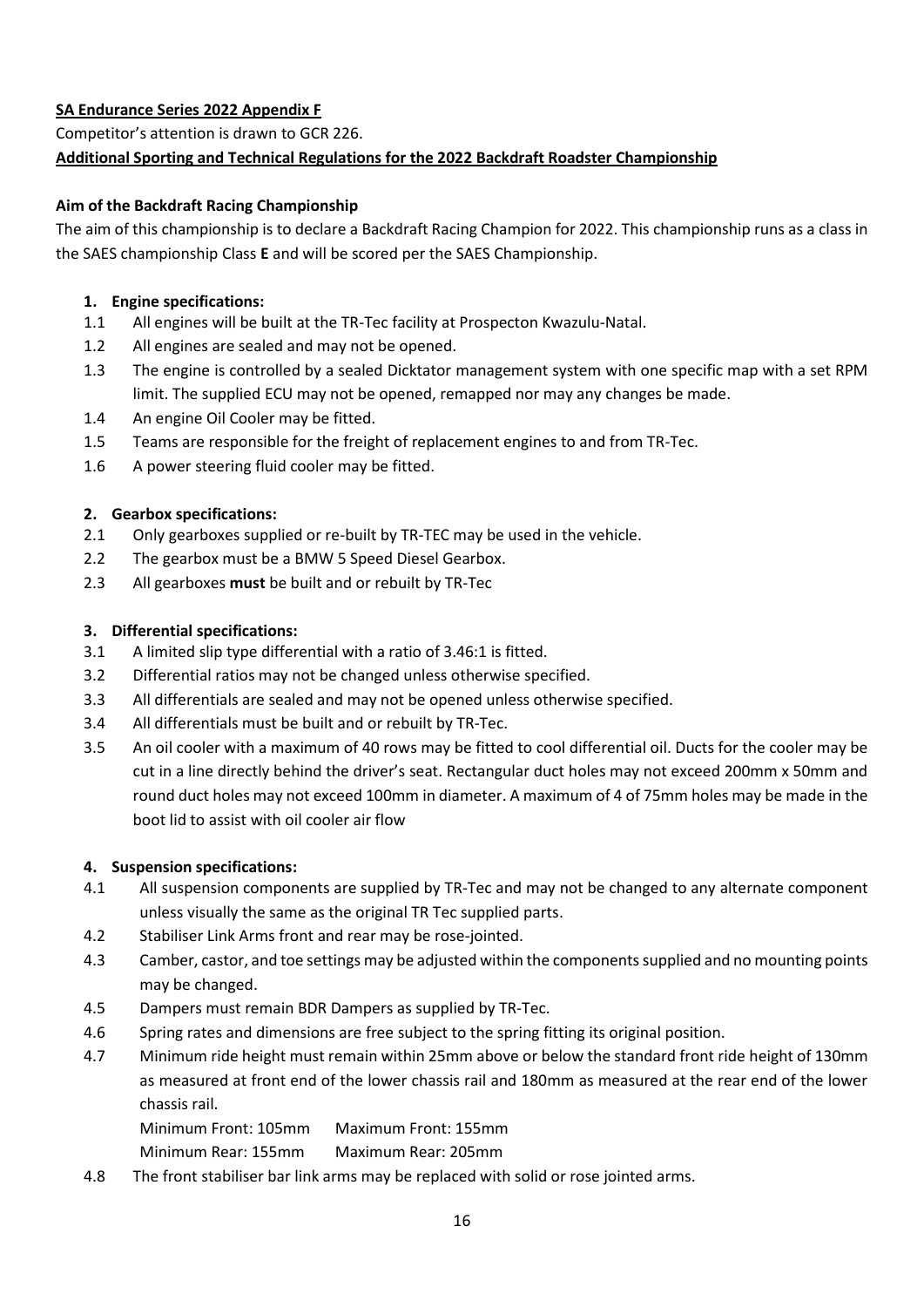**SA Endurance Series 2022 Appendix F**

Competitor's attention is drawn to GCR 226.

**Additional Sporting and Technical Regulations for the 2022 Backdraft Roadster Championship**

**Aim of the Backdraft Racing Championship**

The aim of this championship is to declare a Backdraft Racing Champion for 2022. This championship runs as a class in the SAES championship Class **E** and will be scored per the SAES Championship.

**1. Engine specifications:**

1.1 All engines will be built at the TR-Tec facility at Prospecton Kwazulu-Natal.

1.2 All engines are sealed and may not be opened.

1.3 The engine is controlled by a sealed Dicktator management system with one specific map with a set RPM limit. The supplied ECU may not be opened, remapped nor may any changes be made.

1.4 An engine Oil Cooler may be fitted.

1.5 Teams are responsible for the freight of replacement engines to and from TR-Tec.

1.6 A power steering fluid cooler may be fitted.

**2. Gearbox specifications:**

2.1 Only gearboxes supplied or re-built by TR-TEC may be used in the vehicle.

2.2 The gearbox must be a BMW 5 Speed Diesel Gearbox.

2.3 All gearboxes **must** be built and or rebuilt by TR-Tec

**3. Differential specifications:**

3.1 A limited slip type differential with a ratio of 3.46:1 is fitted.

3.2 Differential ratios may not be changed unless otherwise specified.

3.3 All differentials are sealed and may not be opened unless otherwise specified.

3.4 All differentials must be built and or rebuilt by TR-Tec.

3.5 An oil cooler with a maximum of 40 rows may be fitted to cool differential oil. Ducts for the cooler may be cut in a line directly behind the driver's seat. Rectangular duct holes may not exceed 200mm x 50mm and round duct holes may not exceed 100mm in diameter. A maximum of 4 of 75mm holes may be made in the boot lid to assist with oil cooler air flow

**4. Suspension specifications:**

4.1 All suspension components are supplied by TR-Tec and may not be changed to any alternate component unless visually the same as the original TR Tec supplied parts.

4.2 Stabiliser Link Arms front and rear may be rose-jointed.

4.3 Camber, castor, and toe settings may be adjusted within the components supplied and no mounting points may be changed.

4.5 Dampers must remain BDR Dampers as supplied by TR-Tec.

4.6 Spring rates and dimensions are free subject to the spring fitting its original position.

4.7 Minimum ride height must remain within 25mm above or below the standard front ride height of 130mm as measured at front end of the lower chassis rail and 180mm as measured at the rear end of the lower chassis rail.

Minimum Front: 105mm  Maximum Front: 155mm

Minimum Rear: 155mm  Maximum Rear: 205mm

4.8 The front stabiliser bar link arms may be replaced with solid or rose jointed arms.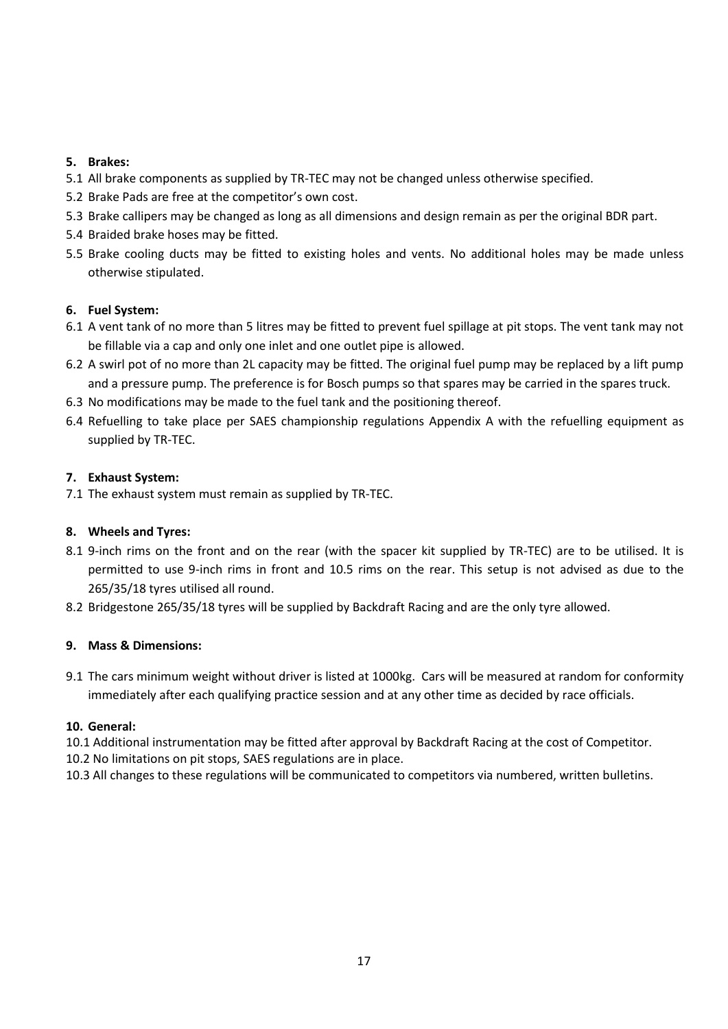## 5. Brakes:

5.1 All brake components as supplied by TR-TEC may not be changed unless otherwise specified.

5.2 Brake Pads are free at the competitor's own cost.

5.3 Brake callipers may be changed as long as all dimensions and design remain as per the original BDR part.

5.4 Braided brake hoses may be fitted.

5.5 Brake cooling ducts may be fitted to existing holes and vents. No additional holes may be made unless otherwise stipulated.

## 6. Fuel System:

6.1 A vent tank of no more than 5 litres may be fitted to prevent fuel spillage at pit stops. The vent tank may not be fillable via a cap and only one inlet and one outlet pipe is allowed.

6.2 A swirl pot of no more than 2L capacity may be fitted. The original fuel pump may be replaced by a lift pump and a pressure pump. The preference is for Bosch pumps so that spares may be carried in the spares truck.

6.3 No modifications may be made to the fuel tank and the positioning thereof.

6.4 Refuelling to take place per SAES championship regulations Appendix A with the refuelling equipment as supplied by TR-TEC.

## 7. Exhaust System:

7.1 The exhaust system must remain as supplied by TR-TEC.

## 8. Wheels and Tyres:

8.1 9-inch rims on the front and on the rear (with the spacer kit supplied by TR-TEC) are to be utilised. It is permitted to use 9-inch rims in front and 10.5 rims on the rear. This setup is not advised as due to the 265/35/18 tyres utilised all round.

8.2 Bridgestone 265/35/18 tyres will be supplied by Backdraft Racing and are the only tyre allowed.

## 9. Mass & Dimensions:

9.1 The cars minimum weight without driver is listed at 1000kg. Cars will be measured at random for conformity immediately after each qualifying practice session and at any other time as decided by race officials.

## 10. General:

10.1 Additional instrumentation may be fitted after approval by Backdraft Racing at the cost of Competitor.

10.2 No limitations on pit stops, SAES regulations are in place.

10.3 All changes to these regulations will be communicated to competitors via numbered, written bulletins.